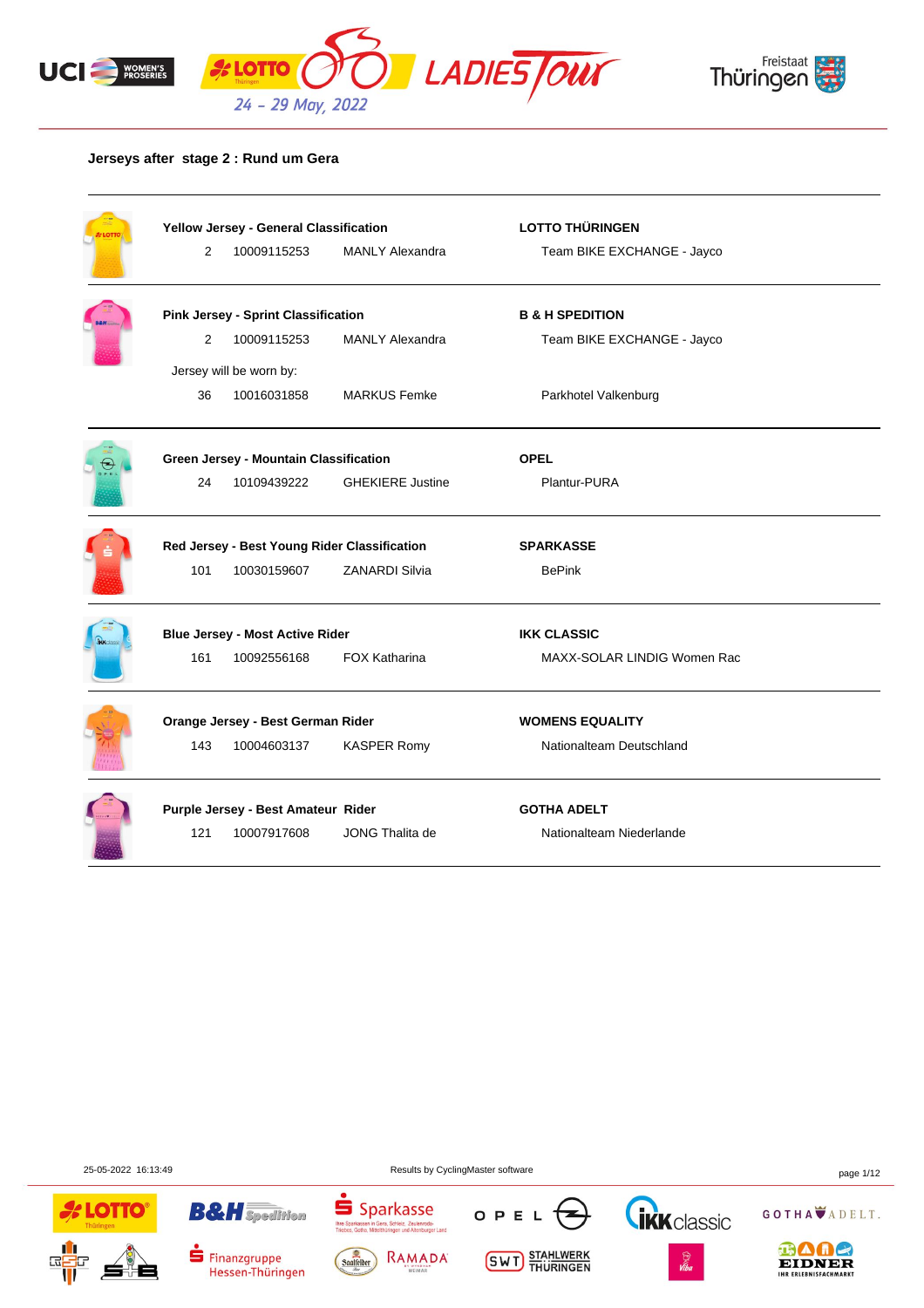**Jerseys after stage 2 : Rund um Gera**

| | | | |
|---|---|---|---|
| **Yellow Jersey - General Classification** | | | **LOTTO THÜRINGEN** |
| 2 | 10009115253 | MANLY Alexandra | Team BIKE EXCHANGE - Jayco |
| **Pink Jersey - Sprint Classification** | | | **B & H SPEDITION** |
| 2 | 10009115253 | MANLY Alexandra | Team BIKE EXCHANGE - Jayco |
| Jersey will be worn by: | | | |
| 36 | 10016031858 | MARKUS Femke | Parkhotel Valkenburg |
| **Green Jersey - Mountain Classification** | | | **OPEL** |
| 24 | 10109439222 | GHEKIERE Justine | Plantur-PURA |
| **Red Jersey - Best Young Rider Classification** | | | **SPARKASSE** |
| 101 | 10030159607 | ZANARDI Silvia | BePink |
| **Blue Jersey - Most Active Rider** | | | **IKK CLASSIC** |
| 161 | 10092556168 | FOX Katharina | MAXX-SOLAR LINDIG Women Rac |
| **Orange Jersey - Best German Rider** | | | **WOMENS EQUALITY** |
| 143 | 10004603137 | KASPER Romy | Nationalteam Deutschland |
| **Purple Jersey - Best Amateur Rider** | | | **GOTHA ADELT** |
| 121 | 10007917608 | JONG Thalita de | Nationalteam Niederlande |

25-05-2022 16:13:49 — Results by CyclingMaster software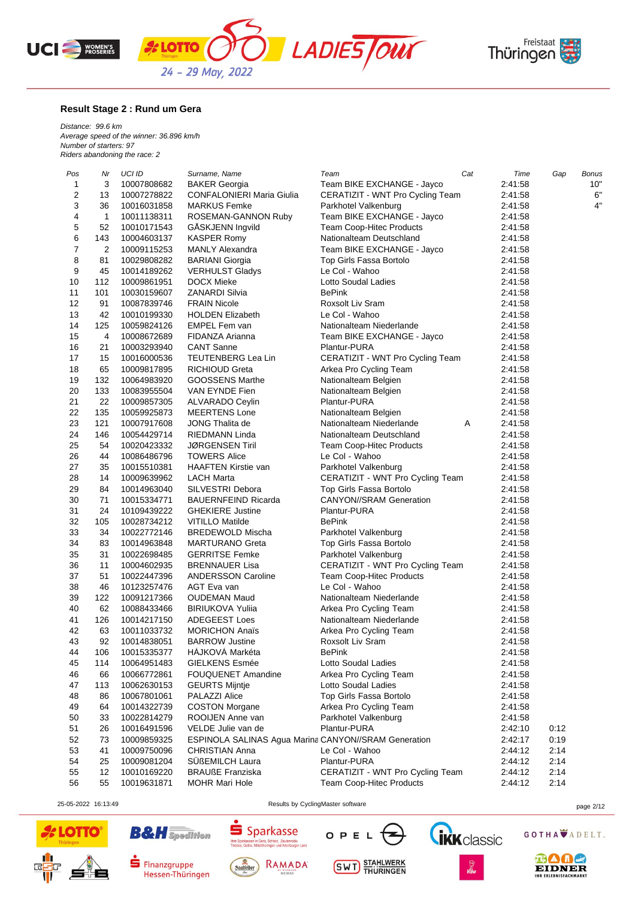## Result Stage 2 : Rund um Gera

*Distance: 99.6 km*
*Average speed of the winner: 36.896 km/h*
*Number of starters: 97*
*Riders abandoning the race: 2*

| Pos | Nr | UCI ID | Surname, Name | Team | Cat | Time | Gap | Bonus |
|---|---|---|---|---|---|---|---|---|
| 1 | 3 | 10007808682 | BAKER Georgia | Team BIKE EXCHANGE - Jayco | | 2:41:58 | | 10" |
| 2 | 13 | 10007278822 | CONFALONIERI Maria Giulia | CERATIZIT - WNT Pro Cycling Team | | 2:41:58 | | 6" |
| 3 | 36 | 10016031858 | MARKUS Femke | Parkhotel Valkenburg | | 2:41:58 | | 4" |
| 4 | 1 | 10011138311 | ROSEMAN-GANNON Ruby | Team BIKE EXCHANGE - Jayco | | 2:41:58 | | |
| 5 | 52 | 10010171543 | GÅSKJENN Ingvild | Team Coop-Hitec Products | | 2:41:58 | | |
| 6 | 143 | 10004603137 | KASPER Romy | Nationalteam Deutschland | | 2:41:58 | | |
| 7 | 2 | 10009115253 | MANLY Alexandra | Team BIKE EXCHANGE - Jayco | | 2:41:58 | | |
| 8 | 81 | 10029808282 | BARIANI Giorgia | Top Girls Fassa Bortolo | | 2:41:58 | | |
| 9 | 45 | 10014189262 | VERHULST Gladys | Le Col - Wahoo | | 2:41:58 | | |
| 10 | 112 | 10009861951 | DOCX Mieke | Lotto Soudal Ladies | | 2:41:58 | | |
| 11 | 101 | 10030159607 | ZANARDI Silvia | BePink | | 2:41:58 | | |
| 12 | 91 | 10087839746 | FRAIN Nicole | Roxsolt Liv Sram | | 2:41:58 | | |
| 13 | 42 | 10010199330 | HOLDEN Elizabeth | Le Col - Wahoo | | 2:41:58 | | |
| 14 | 125 | 10059824126 | EMPEL Fem van | Nationalteam Niederlande | | 2:41:58 | | |
| 15 | 4 | 10008672689 | FIDANZA Arianna | Team BIKE EXCHANGE - Jayco | | 2:41:58 | | |
| 16 | 21 | 10003293940 | CANT Sanne | Plantur-PURA | | 2:41:58 | | |
| 17 | 15 | 10016000536 | TEUTENBERG Lea Lin | CERATIZIT - WNT Pro Cycling Team | | 2:41:58 | | |
| 18 | 65 | 10009817895 | RICHIOUD Greta | Arkea Pro Cycling Team | | 2:41:58 | | |
| 19 | 132 | 10064983920 | GOOSSENS Marthe | Nationalteam Belgien | | 2:41:58 | | |
| 20 | 133 | 10083955504 | VAN EYNDE Fien | Nationalteam Belgien | | 2:41:58 | | |
| 21 | 22 | 10009857305 | ALVARADO Ceylin | Plantur-PURA | | 2:41:58 | | |
| 22 | 135 | 10059925873 | MEERTENS Lone | Nationalteam Belgien | | 2:41:58 | | |
| 23 | 121 | 10007917608 | JONG Thalita de | Nationalteam Niederlande | A | 2:41:58 | | |
| 24 | 146 | 10054429714 | RIEDMANN Linda | Nationalteam Deutschland | | 2:41:58 | | |
| 25 | 54 | 10020423332 | JØRGENSEN Tiril | Team Coop-Hitec Products | | 2:41:58 | | |
| 26 | 44 | 10086486796 | TOWERS Alice | Le Col - Wahoo | | 2:41:58 | | |
| 27 | 35 | 10015510381 | HAAFTEN Kirstie van | Parkhotel Valkenburg | | 2:41:58 | | |
| 28 | 14 | 10009639962 | LACH Marta | CERATIZIT - WNT Pro Cycling Team | | 2:41:58 | | |
| 29 | 84 | 10014963040 | SILVESTRI Debora | Top Girls Fassa Bortolo | | 2:41:58 | | |
| 30 | 71 | 10015334771 | BAUERNFEIND Ricarda | CANYON//SRAM Generation | | 2:41:58 | | |
| 31 | 24 | 10109439222 | GHEKIERE Justine | Plantur-PURA | | 2:41:58 | | |
| 32 | 105 | 10028734212 | VITILLO Matilde | BePink | | 2:41:58 | | |
| 33 | 34 | 10022772146 | BREDEWOLD Mischa | Parkhotel Valkenburg | | 2:41:58 | | |
| 34 | 83 | 10014963848 | MARTURANO Greta | Top Girls Fassa Bortolo | | 2:41:58 | | |
| 35 | 31 | 10022698485 | GERRITSE Femke | Parkhotel Valkenburg | | 2:41:58 | | |
| 36 | 11 | 10004602935 | BRENNAUER Lisa | CERATIZIT - WNT Pro Cycling Team | | 2:41:58 | | |
| 37 | 51 | 10022447396 | ANDERSSON Caroline | Team Coop-Hitec Products | | 2:41:58 | | |
| 38 | 46 | 10123257476 | AGT Eva van | Le Col - Wahoo | | 2:41:58 | | |
| 39 | 122 | 10091217366 | OUDEMAN Maud | Nationalteam Niederlande | | 2:41:58 | | |
| 40 | 62 | 10088433466 | BIRIUKOVA Yuliia | Arkea Pro Cycling Team | | 2:41:58 | | |
| 41 | 126 | 10014217150 | ADEGEEST Loes | Nationalteam Niederlande | | 2:41:58 | | |
| 42 | 63 | 10011033732 | MORICHON Anaïs | Arkea Pro Cycling Team | | 2:41:58 | | |
| 43 | 92 | 10014838051 | BARROW Justine | Roxsolt Liv Sram | | 2:41:58 | | |
| 44 | 106 | 10015335377 | HÁJKOVÁ Markéta | BePink | | 2:41:58 | | |
| 45 | 114 | 10064951483 | GIELKENS Esmée | Lotto Soudal Ladies | | 2:41:58 | | |
| 46 | 66 | 10066772861 | FOUQUENET Amandine | Arkea Pro Cycling Team | | 2:41:58 | | |
| 47 | 113 | 10062630153 | GEURTS Mijntje | Lotto Soudal Ladies | | 2:41:58 | | |
| 48 | 86 | 10067801061 | PALAZZI Alice | Top Girls Fassa Bortolo | | 2:41:58 | | |
| 49 | 64 | 10014322739 | COSTON Morgane | Arkea Pro Cycling Team | | 2:41:58 | | |
| 50 | 33 | 10022814279 | ROOIJEN Anne van | Parkhotel Valkenburg | | 2:41:58 | | |
| 51 | 26 | 10016491596 | VELDE Julie van de | Plantur-PURA | | 2:42:10 | 0:12 | |
| 52 | 73 | 10009859325 | ESPINOLA SALINAS Agua Marina | CANYON//SRAM Generation | | 2:42:17 | 0:19 | |
| 53 | 41 | 10009750096 | CHRISTIAN Anna | Le Col - Wahoo | | 2:44:12 | 2:14 | |
| 54 | 25 | 10009081204 | SÜßEMILCH Laura | Plantur-PURA | | 2:44:12 | 2:14 | |
| 55 | 12 | 10010169220 | BRAUßE Franziska | CERATIZIT - WNT Pro Cycling Team | | 2:44:12 | 2:14 | |
| 56 | 55 | 10019631871 | MOHR Mari Hole | Team Coop-Hitec Products | | 2:44:12 | 2:14 | |

25-05-2022 16:13:49 Results by CyclingMaster software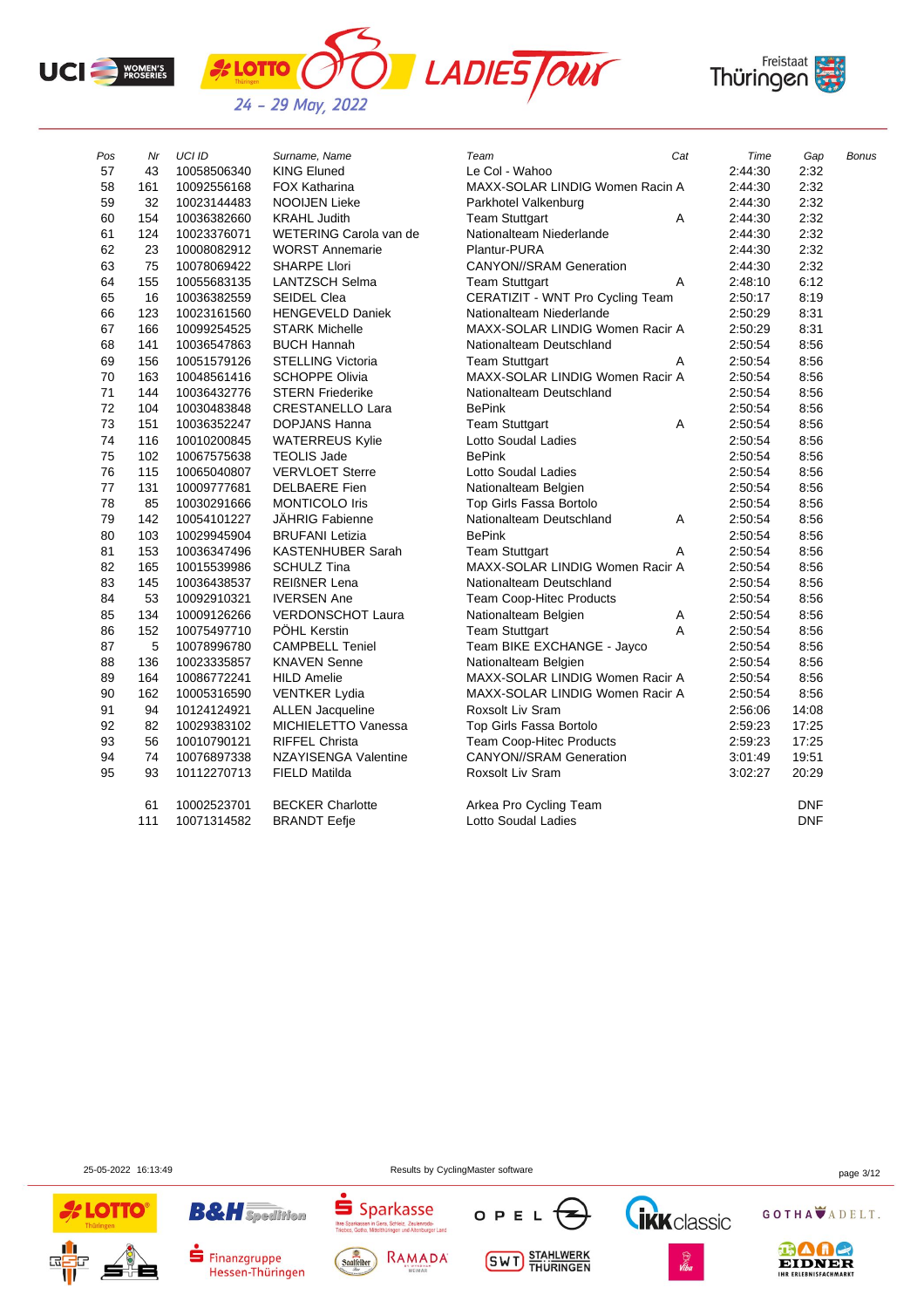| Pos | Nr | UCI ID | Surname, Name | Team | Cat | Time | Gap | Bonus |
|---|---|---|---|---|---|---|---|---|
| 57 | 43 | 10058506340 | KING Eluned | Le Col - Wahoo | | 2:44:30 | 2:32 | |
| 58 | 161 | 10092556168 | FOX Katharina | MAXX-SOLAR LINDIG Women Racin | A | 2:44:30 | 2:32 | |
| 59 | 32 | 10023144483 | NOOIJEN Lieke | Parkhotel Valkenburg | | 2:44:30 | 2:32 | |
| 60 | 154 | 10036382660 | KRAHL Judith | Team Stuttgart | A | 2:44:30 | 2:32 | |
| 61 | 124 | 10023376071 | WETERING Carola van de | Nationalteam Niederlande | | 2:44:30 | 2:32 | |
| 62 | 23 | 10008082912 | WORST Annemarie | Plantur-PURA | | 2:44:30 | 2:32 | |
| 63 | 75 | 10078069422 | SHARPE Llori | CANYON//SRAM Generation | | 2:44:30 | 2:32 | |
| 64 | 155 | 10055683135 | LANTZSCH Selma | Team Stuttgart | A | 2:48:10 | 6:12 | |
| 65 | 16 | 10036382559 | SEIDEL Clea | CERATIZIT - WNT Pro Cycling Team | | 2:50:17 | 8:19 | |
| 66 | 123 | 10023161560 | HENGEVELD Daniek | Nationalteam Niederlande | | 2:50:29 | 8:31 | |
| 67 | 166 | 10099254525 | STARK Michelle | MAXX-SOLAR LINDIG Women Racir | A | 2:50:29 | 8:31 | |
| 68 | 141 | 10036547863 | BUCH Hannah | Nationalteam Deutschland | | 2:50:54 | 8:56 | |
| 69 | 156 | 10051579126 | STELLING Victoria | Team Stuttgart | A | 2:50:54 | 8:56 | |
| 70 | 163 | 10048561416 | SCHOPPE Olivia | MAXX-SOLAR LINDIG Women Racir | A | 2:50:54 | 8:56 | |
| 71 | 144 | 10036432776 | STERN Friederike | Nationalteam Deutschland | | 2:50:54 | 8:56 | |
| 72 | 104 | 10030483848 | CRESTANELLO Lara | BePink | | 2:50:54 | 8:56 | |
| 73 | 151 | 10036352247 | DOPJANS Hanna | Team Stuttgart | A | 2:50:54 | 8:56 | |
| 74 | 116 | 10010200845 | WATERREUS Kylie | Lotto Soudal Ladies | | 2:50:54 | 8:56 | |
| 75 | 102 | 10067575638 | TEOLIS Jade | BePink | | 2:50:54 | 8:56 | |
| 76 | 115 | 10065040807 | VERVLOET Sterre | Lotto Soudal Ladies | | 2:50:54 | 8:56 | |
| 77 | 131 | 10009777681 | DELBAERE Fien | Nationalteam Belgien | | 2:50:54 | 8:56 | |
| 78 | 85 | 10030291666 | MONTICOLO Iris | Top Girls Fassa Bortolo | | 2:50:54 | 8:56 | |
| 79 | 142 | 10054101227 | JÄHRIG Fabienne | Nationalteam Deutschland | A | 2:50:54 | 8:56 | |
| 80 | 103 | 10029945904 | BRUFANI Letizia | BePink | | 2:50:54 | 8:56 | |
| 81 | 153 | 10036347496 | KASTENHUBER Sarah | Team Stuttgart | A | 2:50:54 | 8:56 | |
| 82 | 165 | 10015539986 | SCHULZ Tina | MAXX-SOLAR LINDIG Women Racir | A | 2:50:54 | 8:56 | |
| 83 | 145 | 10036438537 | REIßNER Lena | Nationalteam Deutschland | | 2:50:54 | 8:56 | |
| 84 | 53 | 10092910321 | IVERSEN Ane | Team Coop-Hitec Products | | 2:50:54 | 8:56 | |
| 85 | 134 | 10009126266 | VERDONSCHOT Laura | Nationalteam Belgien | A | 2:50:54 | 8:56 | |
| 86 | 152 | 10075497710 | PÖHL Kerstin | Team Stuttgart | A | 2:50:54 | 8:56 | |
| 87 | 5 | 10078996780 | CAMPBELL Teniel | Team BIKE EXCHANGE - Jayco | | 2:50:54 | 8:56 | |
| 88 | 136 | 10023335857 | KNAVEN Senne | Nationalteam Belgien | | 2:50:54 | 8:56 | |
| 89 | 164 | 10086772241 | HILD Amelie | MAXX-SOLAR LINDIG Women Racir | A | 2:50:54 | 8:56 | |
| 90 | 162 | 10005316590 | VENTKER Lydia | MAXX-SOLAR LINDIG Women Racir | A | 2:50:54 | 8:56 | |
| 91 | 94 | 10124124921 | ALLEN Jacqueline | Roxsolt Liv Sram | | 2:56:06 | 14:08 | |
| 92 | 82 | 10029383102 | MICHIELETTO Vanessa | Top Girls Fassa Bortolo | | 2:59:23 | 17:25 | |
| 93 | 56 | 10010790121 | RIFFEL Christa | Team Coop-Hitec Products | | 2:59:23 | 17:25 | |
| 94 | 74 | 10076897338 | NZAYISENGA Valentine | CANYON//SRAM Generation | | 3:01:49 | 19:51 | |
| 95 | 93 | 10112270713 | FIELD Matilda | Roxsolt Liv Sram | | 3:02:27 | 20:29 | |
| | 61 | 10002523701 | BECKER Charlotte | Arkea Pro Cycling Team | | | DNF | |
| | 111 | 10071314582 | BRANDT Eefje | Lotto Soudal Ladies | | | DNF | |

25-05-2022 16:13:49 Results by CyclingMaster software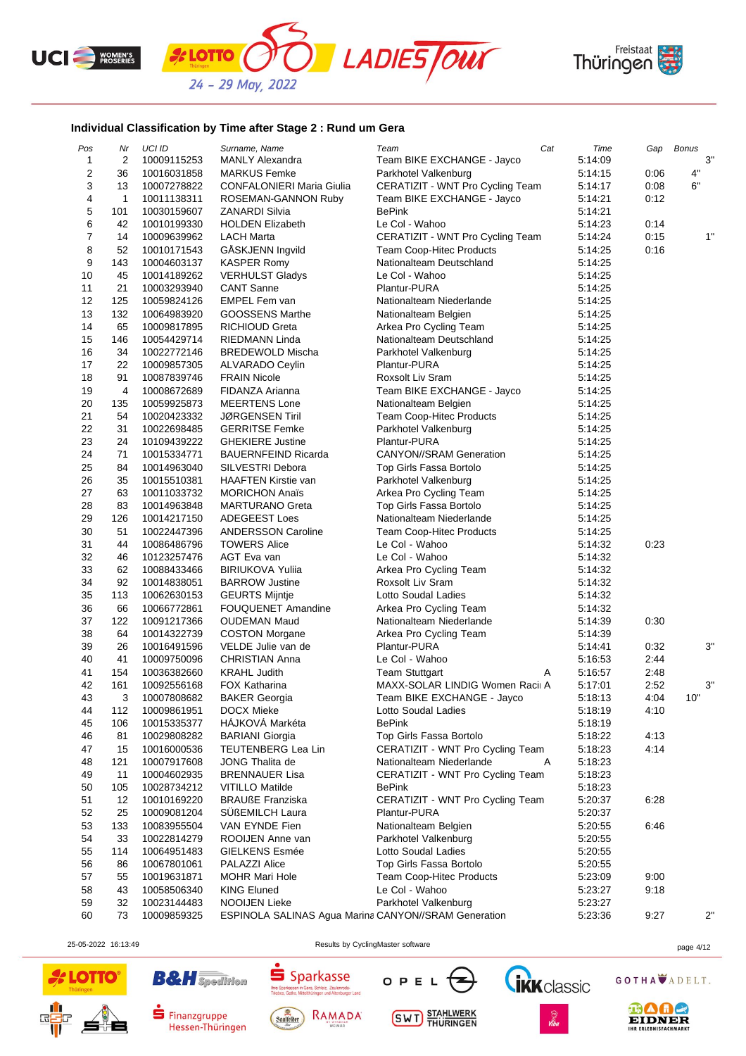#### Individual Classification by Time after Stage 2 : Rund um Gera

| Pos | Nr | UCI ID | Surname, Name | Team | Cat | Time | Gap | Bonus |
|---|---|---|---|---|---|---|---|---|
| 1 | 2 | 10009115253 | MANLY Alexandra | Team BIKE EXCHANGE - Jayco | | 5:14:09 | | 3" |
| 2 | 36 | 10016031858 | MARKUS Femke | Parkhotel Valkenburg | | 5:14:15 | 0:06 | 4" |
| 3 | 13 | 10007278822 | CONFALONIERI Maria Giulia | CERATIZIT - WNT Pro Cycling Team | | 5:14:17 | 0:08 | 6" |
| 4 | 1 | 10011138311 | ROSEMAN-GANNON Ruby | Team BIKE EXCHANGE - Jayco | | 5:14:21 | 0:12 | |
| 5 | 101 | 10030159607 | ZANARDI Silvia | BePink | | 5:14:21 | | |
| 6 | 42 | 10010199330 | HOLDEN Elizabeth | Le Col - Wahoo | | 5:14:23 | 0:14 | |
| 7 | 14 | 10009639962 | LACH Marta | CERATIZIT - WNT Pro Cycling Team | | 5:14:24 | 0:15 | 1" |
| 8 | 52 | 10010171543 | GÅSKJENN Ingvild | Team Coop-Hitec Products | | 5:14:25 | 0:16 | |
| 9 | 143 | 10004603137 | KASPER Romy | Nationalteam Deutschland | | 5:14:25 | | |
| 10 | 45 | 10014189262 | VERHULST Gladys | Le Col - Wahoo | | 5:14:25 | | |
| 11 | 21 | 10003293940 | CANT Sanne | Plantur-PURA | | 5:14:25 | | |
| 12 | 125 | 10059824126 | EMPEL Fem van | Nationalteam Niederlande | | 5:14:25 | | |
| 13 | 132 | 10064983920 | GOOSSENS Marthe | Nationalteam Belgien | | 5:14:25 | | |
| 14 | 65 | 10009817895 | RICHIOUD Greta | Arkea Pro Cycling Team | | 5:14:25 | | |
| 15 | 146 | 10054429714 | RIEDMANN Linda | Nationalteam Deutschland | | 5:14:25 | | |
| 16 | 34 | 10022772146 | BREDEWOLD Mischa | Parkhotel Valkenburg | | 5:14:25 | | |
| 17 | 22 | 10009857305 | ALVARADO Ceylin | Plantur-PURA | | 5:14:25 | | |
| 18 | 91 | 10087839746 | FRAIN Nicole | Roxsolt Liv Sram | | 5:14:25 | | |
| 19 | 4 | 10008672689 | FIDANZA Arianna | Team BIKE EXCHANGE - Jayco | | 5:14:25 | | |
| 20 | 135 | 10059925873 | MEERTENS Lone | Nationalteam Belgien | | 5:14:25 | | |
| 21 | 54 | 10020423332 | JØRGENSEN Tiril | Team Coop-Hitec Products | | 5:14:25 | | |
| 22 | 31 | 10022698485 | GERRITSE Femke | Parkhotel Valkenburg | | 5:14:25 | | |
| 23 | 24 | 10109439222 | GHEKIERE Justine | Plantur-PURA | | 5:14:25 | | |
| 24 | 71 | 10015334771 | BAUERNFEIND Ricarda | CANYON//SRAM Generation | | 5:14:25 | | |
| 25 | 84 | 10014963040 | SILVESTRI Debora | Top Girls Fassa Bortolo | | 5:14:25 | | |
| 26 | 35 | 10015510381 | HAAFTEN Kirstie van | Parkhotel Valkenburg | | 5:14:25 | | |
| 27 | 63 | 10011033732 | MORICHON Anaïs | Arkea Pro Cycling Team | | 5:14:25 | | |
| 28 | 83 | 10014963848 | MARTURANO Greta | Top Girls Fassa Bortolo | | 5:14:25 | | |
| 29 | 126 | 10014217150 | ADEGEEST Loes | Nationalteam Niederlande | | 5:14:25 | | |
| 30 | 51 | 10022447396 | ANDERSSON Caroline | Team Coop-Hitec Products | | 5:14:25 | | |
| 31 | 44 | 10086486796 | TOWERS Alice | Le Col - Wahoo | | 5:14:32 | 0:23 | |
| 32 | 46 | 10123257476 | AGT Eva van | Le Col - Wahoo | | 5:14:32 | | |
| 33 | 62 | 10088433466 | BIRIUKOVA Yuliia | Arkea Pro Cycling Team | | 5:14:32 | | |
| 34 | 92 | 10014838051 | BARROW Justine | Roxsolt Liv Sram | | 5:14:32 | | |
| 35 | 113 | 10062630153 | GEURTS Mijntje | Lotto Soudal Ladies | | 5:14:32 | | |
| 36 | 66 | 10066772861 | FOUQUENET Amandine | Arkea Pro Cycling Team | | 5:14:32 | | |
| 37 | 122 | 10091217366 | OUDEMAN Maud | Nationalteam Niederlande | | 5:14:39 | 0:30 | |
| 38 | 64 | 10014322739 | COSTON Morgane | Arkea Pro Cycling Team | | 5:14:39 | | |
| 39 | 26 | 10016491596 | VELDE Julie van de | Plantur-PURA | | 5:14:41 | 0:32 | 3" |
| 40 | 41 | 10009750096 | CHRISTIAN Anna | Le Col - Wahoo | | 5:16:53 | 2:44 | |
| 41 | 154 | 10036382660 | KRAHL Judith | Team Stuttgart | A | 5:16:57 | 2:48 | |
| 42 | 161 | 10092556168 | FOX Katharina | MAXX-SOLAR LINDIG Women Raci | A | 5:17:01 | 2:52 | 3" |
| 43 | 3 | 10007808682 | BAKER Georgia | Team BIKE EXCHANGE - Jayco | | 5:18:13 | 4:04 | 10" |
| 44 | 112 | 10009861951 | DOCX Mieke | Lotto Soudal Ladies | | 5:18:19 | 4:10 | |
| 45 | 106 | 10015335377 | HÁJKOVÁ Markéta | BePink | | 5:18:19 | | |
| 46 | 81 | 10029808282 | BARIANI Giorgia | Top Girls Fassa Bortolo | | 5:18:22 | 4:13 | |
| 47 | 15 | 10016000536 | TEUTENBERG Lea Lin | CERATIZIT - WNT Pro Cycling Team | | 5:18:23 | 4:14 | |
| 48 | 121 | 10007917608 | JONG Thalita de | Nationalteam Niederlande | A | 5:18:23 | | |
| 49 | 11 | 10004602935 | BRENNAUER Lisa | CERATIZIT - WNT Pro Cycling Team | | 5:18:23 | | |
| 50 | 105 | 10028734212 | VITILLO Matilde | BePink | | 5:18:23 | | |
| 51 | 12 | 10010169220 | BRAUßE Franziska | CERATIZIT - WNT Pro Cycling Team | | 5:20:37 | 6:28 | |
| 52 | 25 | 10009081204 | SÜßEMILCH Laura | Plantur-PURA | | 5:20:37 | | |
| 53 | 133 | 10083955504 | VAN EYNDE Fien | Nationalteam Belgien | | 5:20:55 | 6:46 | |
| 54 | 33 | 10022814279 | ROOIJEN Anne van | Parkhotel Valkenburg | | 5:20:55 | | |
| 55 | 114 | 10064951483 | GIELKENS Esmée | Lotto Soudal Ladies | | 5:20:55 | | |
| 56 | 86 | 10067801061 | PALAZZI Alice | Top Girls Fassa Bortolo | | 5:20:55 | | |
| 57 | 55 | 10019631871 | MOHR Mari Hole | Team Coop-Hitec Products | | 5:23:09 | 9:00 | |
| 58 | 43 | 10058506340 | KING Eluned | Le Col - Wahoo | | 5:23:27 | 9:18 | |
| 59 | 32 | 10023144483 | NOOIJEN Lieke | Parkhotel Valkenburg | | 5:23:27 | | |
| 60 | 73 | 10009859325 | ESPINOLA SALINAS Agua Marina | CANYON//SRAM Generation | | 5:23:36 | 9:27 | 2" |

25-05-2022 16:13:49 — Results by CyclingMaster software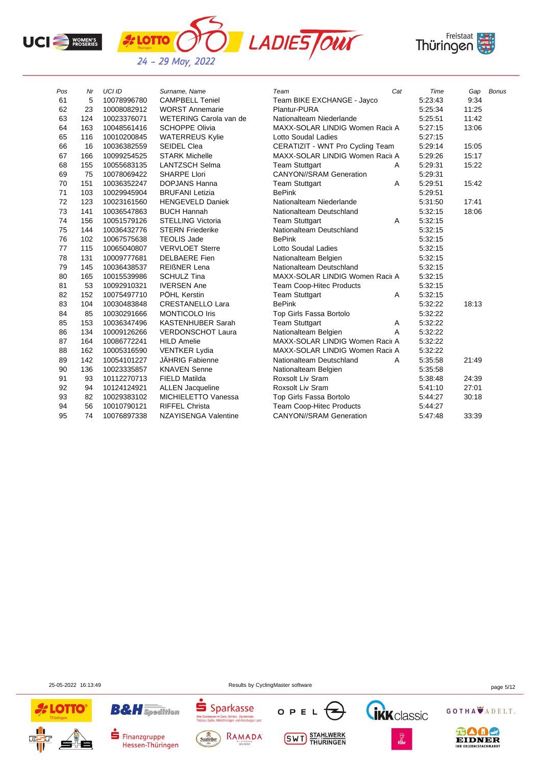| Pos | Nr | UCI ID | Surname, Name | Team | Cat | Time | Gap | Bonus |
|---|---|---|---|---|---|---|---|---|
| 61 | 5 | 10078996780 | CAMPBELL Teniel | Team BIKE EXCHANGE - Jayco | | 5:23:43 | 9:34 | |
| 62 | 23 | 10008082912 | WORST Annemarie | Plantur-PURA | | 5:25:34 | 11:25 | |
| 63 | 124 | 10023376071 | WETERING Carola van de | Nationalteam Niederlande | | 5:25:51 | 11:42 | |
| 64 | 163 | 10048561416 | SCHOPPE Olivia | MAXX-SOLAR LINDIG Women Racii | A | 5:27:15 | 13:06 | |
| 65 | 116 | 10010200845 | WATERREUS Kylie | Lotto Soudal Ladies | | 5:27:15 | | |
| 66 | 16 | 10036382559 | SEIDEL Clea | CERATIZIT - WNT Pro Cycling Team | | 5:29:14 | 15:05 | |
| 67 | 166 | 10099254525 | STARK Michelle | MAXX-SOLAR LINDIG Women Racii | A | 5:29:26 | 15:17 | |
| 68 | 155 | 10055683135 | LANTZSCH Selma | Team Stuttgart | A | 5:29:31 | 15:22 | |
| 69 | 75 | 10078069422 | SHARPE Llori | CANYON//SRAM Generation | | 5:29:31 | | |
| 70 | 151 | 10036352247 | DOPJANS Hanna | Team Stuttgart | A | 5:29:51 | 15:42 | |
| 71 | 103 | 10029945904 | BRUFANI Letizia | BePink | | 5:29:51 | | |
| 72 | 123 | 10023161560 | HENGEVELD Daniek | Nationalteam Niederlande | | 5:31:50 | 17:41 | |
| 73 | 141 | 10036547863 | BUCH Hannah | Nationalteam Deutschland | | 5:32:15 | 18:06 | |
| 74 | 156 | 10051579126 | STELLING Victoria | Team Stuttgart | A | 5:32:15 | | |
| 75 | 144 | 10036432776 | STERN Friederike | Nationalteam Deutschland | | 5:32:15 | | |
| 76 | 102 | 10067575638 | TEOLIS Jade | BePink | | 5:32:15 | | |
| 77 | 115 | 10065040807 | VERVLOET Sterre | Lotto Soudal Ladies | | 5:32:15 | | |
| 78 | 131 | 10009777681 | DELBAERE Fien | Nationalteam Belgien | | 5:32:15 | | |
| 79 | 145 | 10036438537 | REIßNER Lena | Nationalteam Deutschland | | 5:32:15 | | |
| 80 | 165 | 10015539986 | SCHULZ Tina | MAXX-SOLAR LINDIG Women Racii | A | 5:32:15 | | |
| 81 | 53 | 10092910321 | IVERSEN Ane | Team Coop-Hitec Products | | 5:32:15 | | |
| 82 | 152 | 10075497710 | PÖHL Kerstin | Team Stuttgart | A | 5:32:15 | | |
| 83 | 104 | 10030483848 | CRESTANELLO Lara | BePink | | 5:32:22 | 18:13 | |
| 84 | 85 | 10030291666 | MONTICOLO Iris | Top Girls Fassa Bortolo | | 5:32:22 | | |
| 85 | 153 | 10036347496 | KASTENHUBER Sarah | Team Stuttgart | A | 5:32:22 | | |
| 86 | 134 | 10009126266 | VERDONSCHOT Laura | Nationalteam Belgien | A | 5:32:22 | | |
| 87 | 164 | 10086772241 | HILD Amelie | MAXX-SOLAR LINDIG Women Racii | A | 5:32:22 | | |
| 88 | 162 | 10005316590 | VENTKER Lydia | MAXX-SOLAR LINDIG Women Racii | A | 5:32:22 | | |
| 89 | 142 | 10054101227 | JÄHRIG Fabienne | Nationalteam Deutschland | A | 5:35:58 | 21:49 | |
| 90 | 136 | 10023335857 | KNAVEN Senne | Nationalteam Belgien | | 5:35:58 | | |
| 91 | 93 | 10112270713 | FIELD Matilda | Roxsolt Liv Sram | | 5:38:48 | 24:39 | |
| 92 | 94 | 10124124921 | ALLEN Jacqueline | Roxsolt Liv Sram | | 5:41:10 | 27:01 | |
| 93 | 82 | 10029383102 | MICHIELETTO Vanessa | Top Girls Fassa Bortolo | | 5:44:27 | 30:18 | |
| 94 | 56 | 10010790121 | RIFFEL Christa | Team Coop-Hitec Products | | 5:44:27 | | |
| 95 | 74 | 10076897338 | NZAYISENGA Valentine | CANYON//SRAM Generation | | 5:47:48 | 33:39 | |

25-05-2022 16:13:49 — Results by CyclingMaster software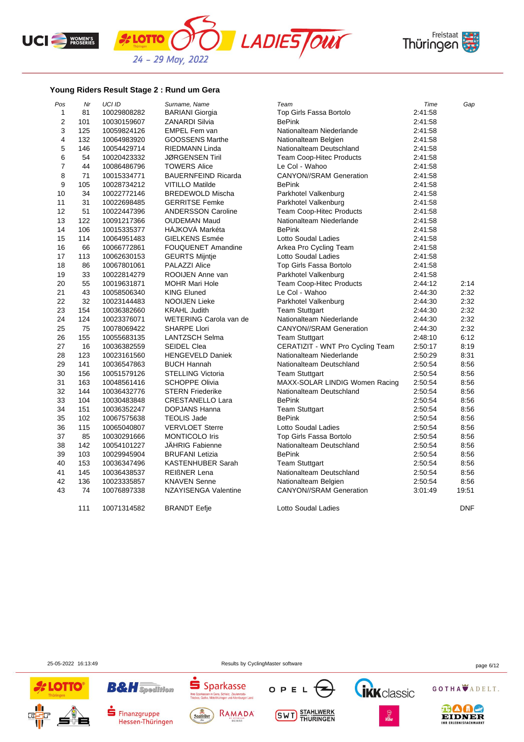## Young Riders Result Stage 2 : Rund um Gera

| Pos | Nr | UCI ID | Surname, Name | Team | Time | Gap |
|---|---|---|---|---|---|---|
| 1 | 81 | 10029808282 | BARIANI Giorgia | Top Girls Fassa Bortolo | 2:41:58 | |
| 2 | 101 | 10030159607 | ZANARDI Silvia | BePink | 2:41:58 | |
| 3 | 125 | 10059824126 | EMPEL Fem van | Nationalteam Niederlande | 2:41:58 | |
| 4 | 132 | 10064983920 | GOOSSENS Marthe | Nationalteam Belgien | 2:41:58 | |
| 5 | 146 | 10054429714 | RIEDMANN Linda | Nationalteam Deutschland | 2:41:58 | |
| 6 | 54 | 10020423332 | JØRGENSEN Tiril | Team Coop-Hitec Products | 2:41:58 | |
| 7 | 44 | 10086486796 | TOWERS Alice | Le Col - Wahoo | 2:41:58 | |
| 8 | 71 | 10015334771 | BAUERNFEIND Ricarda | CANYON//SRAM Generation | 2:41:58 | |
| 9 | 105 | 10028734212 | VITILLO Matilde | BePink | 2:41:58 | |
| 10 | 34 | 10022772146 | BREDEWOLD Mischa | Parkhotel Valkenburg | 2:41:58 | |
| 11 | 31 | 10022698485 | GERRITSE Femke | Parkhotel Valkenburg | 2:41:58 | |
| 12 | 51 | 10022447396 | ANDERSSON Caroline | Team Coop-Hitec Products | 2:41:58 | |
| 13 | 122 | 10091217366 | OUDEMAN Maud | Nationalteam Niederlande | 2:41:58 | |
| 14 | 106 | 10015335377 | HÁJKOVÁ Markéta | BePink | 2:41:58 | |
| 15 | 114 | 10064951483 | GIELKENS Esmée | Lotto Soudal Ladies | 2:41:58 | |
| 16 | 66 | 10066772861 | FOUQUENET Amandine | Arkea Pro Cycling Team | 2:41:58 | |
| 17 | 113 | 10062630153 | GEURTS Mijntje | Lotto Soudal Ladies | 2:41:58 | |
| 18 | 86 | 10067801061 | PALAZZI Alice | Top Girls Fassa Bortolo | 2:41:58 | |
| 19 | 33 | 10022814279 | ROOIJEN Anne van | Parkhotel Valkenburg | 2:41:58 | |
| 20 | 55 | 10019631871 | MOHR Mari Hole | Team Coop-Hitec Products | 2:44:12 | 2:14 |
| 21 | 43 | 10058506340 | KING Eluned | Le Col - Wahoo | 2:44:30 | 2:32 |
| 22 | 32 | 10023144483 | NOOIJEN Lieke | Parkhotel Valkenburg | 2:44:30 | 2:32 |
| 23 | 154 | 10036382660 | KRAHL Judith | Team Stuttgart | 2:44:30 | 2:32 |
| 24 | 124 | 10023376071 | WETERING Carola van de | Nationalteam Niederlande | 2:44:30 | 2:32 |
| 25 | 75 | 10078069422 | SHARPE Llori | CANYON//SRAM Generation | 2:44:30 | 2:32 |
| 26 | 155 | 10055683135 | LANTZSCH Selma | Team Stuttgart | 2:48:10 | 6:12 |
| 27 | 16 | 10036382559 | SEIDEL Clea | CERATIZIT - WNT Pro Cycling Team | 2:50:17 | 8:19 |
| 28 | 123 | 10023161560 | HENGEVELD Daniek | Nationalteam Niederlande | 2:50:29 | 8:31 |
| 29 | 141 | 10036547863 | BUCH Hannah | Nationalteam Deutschland | 2:50:54 | 8:56 |
| 30 | 156 | 10051579126 | STELLING Victoria | Team Stuttgart | 2:50:54 | 8:56 |
| 31 | 163 | 10048561416 | SCHOPPE Olivia | MAXX-SOLAR LINDIG Women Racing | 2:50:54 | 8:56 |
| 32 | 144 | 10036432776 | STERN Friederike | Nationalteam Deutschland | 2:50:54 | 8:56 |
| 33 | 104 | 10030483848 | CRESTANELLO Lara | BePink | 2:50:54 | 8:56 |
| 34 | 151 | 10036352247 | DOPJANS Hanna | Team Stuttgart | 2:50:54 | 8:56 |
| 35 | 102 | 10067575638 | TEOLIS Jade | BePink | 2:50:54 | 8:56 |
| 36 | 115 | 10065040807 | VERVLOET Sterre | Lotto Soudal Ladies | 2:50:54 | 8:56 |
| 37 | 85 | 10030291666 | MONTICOLO Iris | Top Girls Fassa Bortolo | 2:50:54 | 8:56 |
| 38 | 142 | 10054101227 | JÄHRIG Fabienne | Nationalteam Deutschland | 2:50:54 | 8:56 |
| 39 | 103 | 10029945904 | BRUFANI Letizia | BePink | 2:50:54 | 8:56 |
| 40 | 153 | 10036347496 | KASTENHUBER Sarah | Team Stuttgart | 2:50:54 | 8:56 |
| 41 | 145 | 10036438537 | REIßNER Lena | Nationalteam Deutschland | 2:50:54 | 8:56 |
| 42 | 136 | 10023335857 | KNAVEN Senne | Nationalteam Belgien | 2:50:54 | 8:56 |
| 43 | 74 | 10076897338 | NZAYISENGA Valentine | CANYON//SRAM Generation | 3:01:49 | 19:51 |
| | 111 | 10071314582 | BRANDT Eefje | Lotto Soudal Ladies | | DNF |

25-05-2022 16:13:49 Results by CyclingMaster software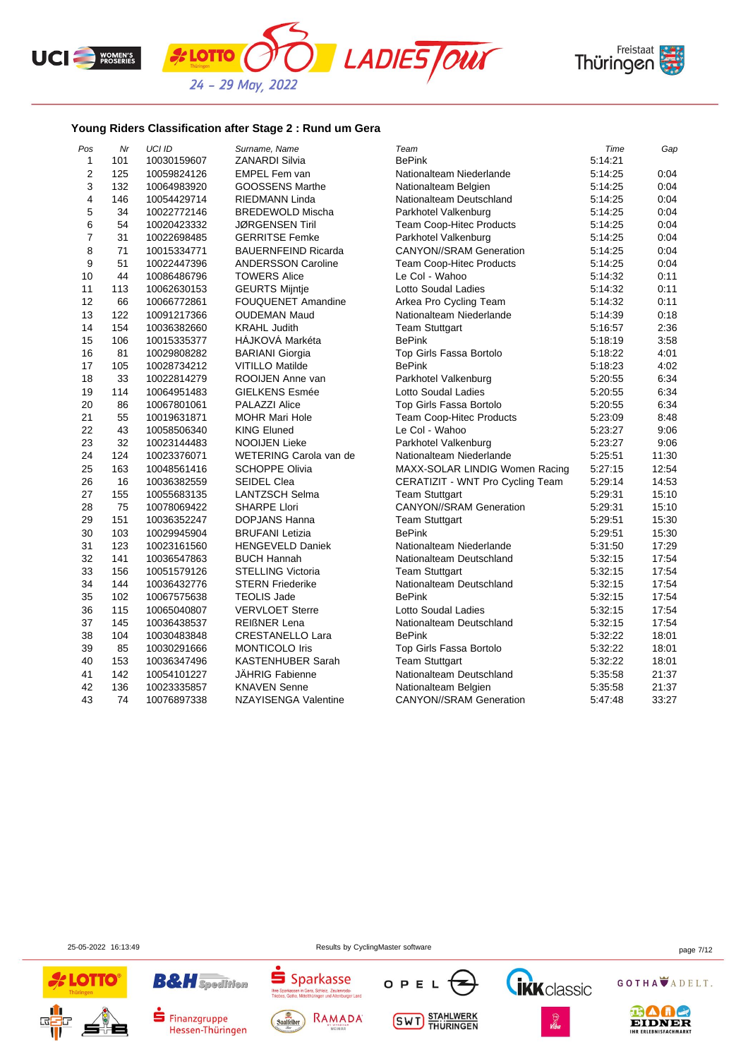## Young Riders Classification after Stage 2 : Rund um Gera

| Pos | Nr | UCI ID | Surname, Name | Team | Time | Gap |
|---|---|---|---|---|---|---|
| 1 | 101 | 10030159607 | ZANARDI Silvia | BePink | 5:14:21 | |
| 2 | 125 | 10059824126 | EMPEL Fem van | Nationalteam Niederlande | 5:14:25 | 0:04 |
| 3 | 132 | 10064983920 | GOOSSENS Marthe | Nationalteam Belgien | 5:14:25 | 0:04 |
| 4 | 146 | 10054429714 | RIEDMANN Linda | Nationalteam Deutschland | 5:14:25 | 0:04 |
| 5 | 34 | 10022772146 | BREDEWOLD Mischa | Parkhotel Valkenburg | 5:14:25 | 0:04 |
| 6 | 54 | 10020423332 | JØRGENSEN Tiril | Team Coop-Hitec Products | 5:14:25 | 0:04 |
| 7 | 31 | 10022698485 | GERRITSE Femke | Parkhotel Valkenburg | 5:14:25 | 0:04 |
| 8 | 71 | 10015334771 | BAUERNFEIND Ricarda | CANYON//SRAM Generation | 5:14:25 | 0:04 |
| 9 | 51 | 10022447396 | ANDERSSON Caroline | Team Coop-Hitec Products | 5:14:25 | 0:04 |
| 10 | 44 | 10086486796 | TOWERS Alice | Le Col - Wahoo | 5:14:32 | 0:11 |
| 11 | 113 | 10062630153 | GEURTS Mijntje | Lotto Soudal Ladies | 5:14:32 | 0:11 |
| 12 | 66 | 10066772861 | FOUQUENET Amandine | Arkea Pro Cycling Team | 5:14:32 | 0:11 |
| 13 | 122 | 10091217366 | OUDEMAN Maud | Nationalteam Niederlande | 5:14:39 | 0:18 |
| 14 | 154 | 10036382660 | KRAHL Judith | Team Stuttgart | 5:16:57 | 2:36 |
| 15 | 106 | 10015335377 | HÁJKOVÁ Markéta | BePink | 5:18:19 | 3:58 |
| 16 | 81 | 10029808282 | BARIANI Giorgia | Top Girls Fassa Bortolo | 5:18:22 | 4:01 |
| 17 | 105 | 10028734212 | VITILLO Matilde | BePink | 5:18:23 | 4:02 |
| 18 | 33 | 10022814279 | ROOIJEN Anne van | Parkhotel Valkenburg | 5:20:55 | 6:34 |
| 19 | 114 | 10064951483 | GIELKENS Esmée | Lotto Soudal Ladies | 5:20:55 | 6:34 |
| 20 | 86 | 10067801061 | PALAZZI Alice | Top Girls Fassa Bortolo | 5:20:55 | 6:34 |
| 21 | 55 | 10019631871 | MOHR Mari Hole | Team Coop-Hitec Products | 5:23:09 | 8:48 |
| 22 | 43 | 10058506340 | KING Eluned | Le Col - Wahoo | 5:23:27 | 9:06 |
| 23 | 32 | 10023144483 | NOOIJEN Lieke | Parkhotel Valkenburg | 5:23:27 | 9:06 |
| 24 | 124 | 10023376071 | WETERING Carola van de | Nationalteam Niederlande | 5:25:51 | 11:30 |
| 25 | 163 | 10048561416 | SCHOPPE Olivia | MAXX-SOLAR LINDIG Women Racing | 5:27:15 | 12:54 |
| 26 | 16 | 10036382559 | SEIDEL Clea | CERATIZIT - WNT Pro Cycling Team | 5:29:14 | 14:53 |
| 27 | 155 | 10055683135 | LANTZSCH Selma | Team Stuttgart | 5:29:31 | 15:10 |
| 28 | 75 | 10078069422 | SHARPE Llori | CANYON//SRAM Generation | 5:29:31 | 15:10 |
| 29 | 151 | 10036352247 | DOPJANS Hanna | Team Stuttgart | 5:29:51 | 15:30 |
| 30 | 103 | 10029945904 | BRUFANI Letizia | BePink | 5:29:51 | 15:30 |
| 31 | 123 | 10023161560 | HENGEVELD Daniek | Nationalteam Niederlande | 5:31:50 | 17:29 |
| 32 | 141 | 10036547863 | BUCH Hannah | Nationalteam Deutschland | 5:32:15 | 17:54 |
| 33 | 156 | 10051579126 | STELLING Victoria | Team Stuttgart | 5:32:15 | 17:54 |
| 34 | 144 | 10036432776 | STERN Friederike | Nationalteam Deutschland | 5:32:15 | 17:54 |
| 35 | 102 | 10067575638 | TEOLIS Jade | BePink | 5:32:15 | 17:54 |
| 36 | 115 | 10065040807 | VERVLOET Sterre | Lotto Soudal Ladies | 5:32:15 | 17:54 |
| 37 | 145 | 10036438537 | REIẞNER Lena | Nationalteam Deutschland | 5:32:15 | 17:54 |
| 38 | 104 | 10030483848 | CRESTANELLO Lara | BePink | 5:32:22 | 18:01 |
| 39 | 85 | 10030291666 | MONTICOLO Iris | Top Girls Fassa Bortolo | 5:32:22 | 18:01 |
| 40 | 153 | 10036347496 | KASTENHUBER Sarah | Team Stuttgart | 5:32:22 | 18:01 |
| 41 | 142 | 10054101227 | JÄHRIG Fabienne | Nationalteam Deutschland | 5:35:58 | 21:37 |
| 42 | 136 | 10023335857 | KNAVEN Senne | Nationalteam Belgien | 5:35:58 | 21:37 |
| 43 | 74 | 10076897338 | NZAYISENGA Valentine | CANYON//SRAM Generation | 5:47:48 | 33:27 |

25-05-2022 16:13:49 Results by CyclingMaster software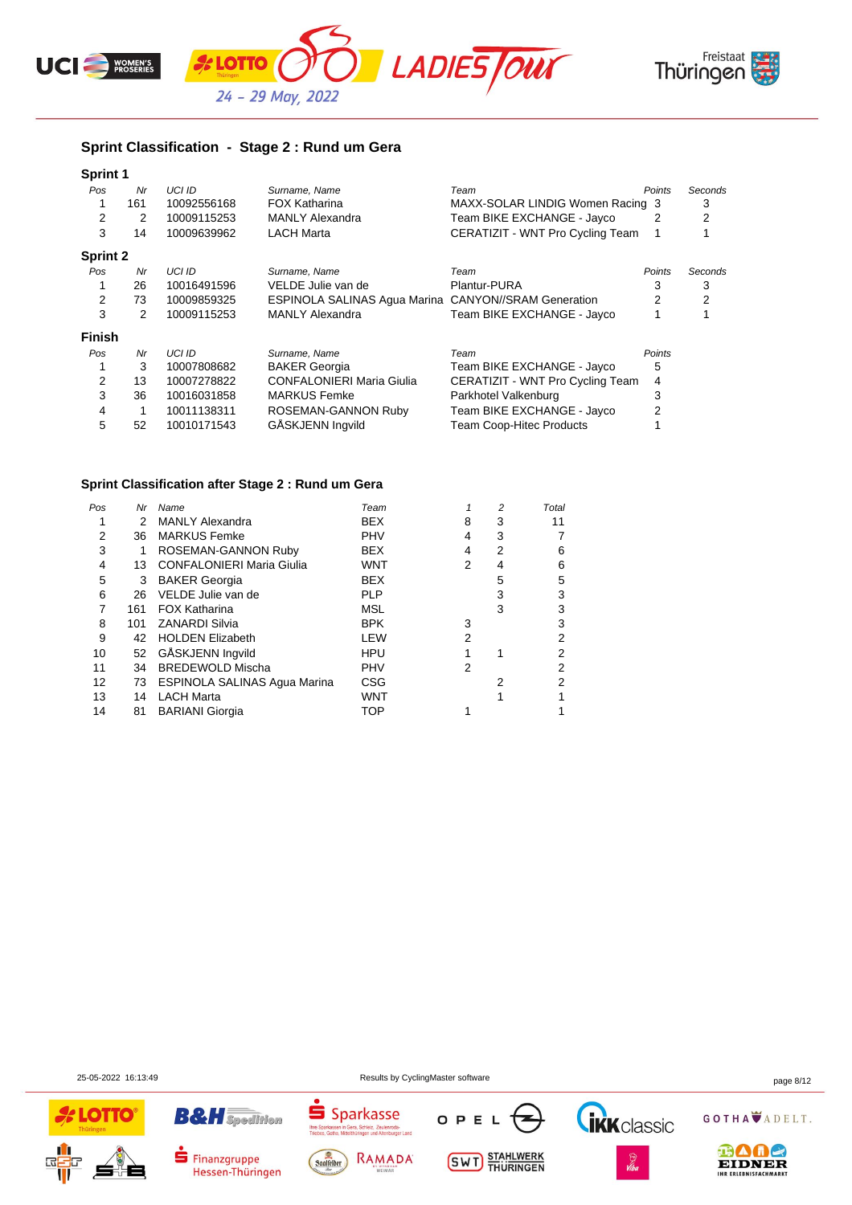## Sprint Classification - Stage 2 : Rund um Gera

### Sprint 1

| Pos | Nr | UCI ID | Surname, Name | Team | Points | Seconds |
|---|---|---|---|---|---|---|
| 1 | 161 | 10092556168 | FOX Katharina | MAXX-SOLAR LINDIG Women Racing | 3 | 3 |
| 2 | 2 | 10009115253 | MANLY Alexandra | Team BIKE EXCHANGE - Jayco | 2 | 2 |
| 3 | 14 | 10009639962 | LACH Marta | CERATIZIT - WNT Pro Cycling Team | 1 | 1 |

### Sprint 2

| Pos | Nr | UCI ID | Surname, Name | Team | Points | Seconds |
|---|---|---|---|---|---|---|
| 1 | 26 | 10016491596 | VELDE Julie van de | Plantur-PURA | 3 | 3 |
| 2 | 73 | 10009859325 | ESPINOLA SALINAS Agua Marina | CANYON//SRAM Generation | 2 | 2 |
| 3 | 2 | 10009115253 | MANLY Alexandra | Team BIKE EXCHANGE - Jayco | 1 | 1 |

### Finish

| Pos | Nr | UCI ID | Surname, Name | Team | Points |
|---|---|---|---|---|---|
| 1 | 3 | 10007808682 | BAKER Georgia | Team BIKE EXCHANGE - Jayco | 5 |
| 2 | 13 | 10007278822 | CONFALONIERI Maria Giulia | CERATIZIT - WNT Pro Cycling Team | 4 |
| 3 | 36 | 10016031858 | MARKUS Femke | Parkhotel Valkenburg | 3 |
| 4 | 1 | 10011138311 | ROSEMAN-GANNON Ruby | Team BIKE EXCHANGE - Jayco | 2 |
| 5 | 52 | 10010171543 | GÅSKJENN Ingvild | Team Coop-Hitec Products | 1 |

## Sprint Classification after Stage 2 : Rund um Gera

| Pos | Nr | Name | Team | 1 | 2 | Total |
|---|---|---|---|---|---|---|
| 1 | 2 | MANLY Alexandra | BEX | 8 | 3 | 11 |
| 2 | 36 | MARKUS Femke | PHV | 4 | 3 | 7 |
| 3 | 1 | ROSEMAN-GANNON Ruby | BEX | 4 | 2 | 6 |
| 4 | 13 | CONFALONIERI Maria Giulia | WNT | 2 | 4 | 6 |
| 5 | 3 | BAKER Georgia | BEX | | 5 | 5 |
| 6 | 26 | VELDE Julie van de | PLP | | 3 | 3 |
| 7 | 161 | FOX Katharina | MSL | | 3 | 3 |
| 8 | 101 | ZANARDI Silvia | BPK | 3 | | 3 |
| 9 | 42 | HOLDEN Elizabeth | LEW | 2 | | 2 |
| 10 | 52 | GÅSKJENN Ingvild | HPU | 1 | 1 | 2 |
| 11 | 34 | BREDEWOLD Mischa | PHV | 2 | | 2 |
| 12 | 73 | ESPINOLA SALINAS Agua Marina | CSG | | 2 | 2 |
| 13 | 14 | LACH Marta | WNT | | 1 | 1 |
| 14 | 81 | BARIANI Giorgia | TOP | 1 | | 1 |

25-05-2022 16:13:49 — Results by CyclingMaster software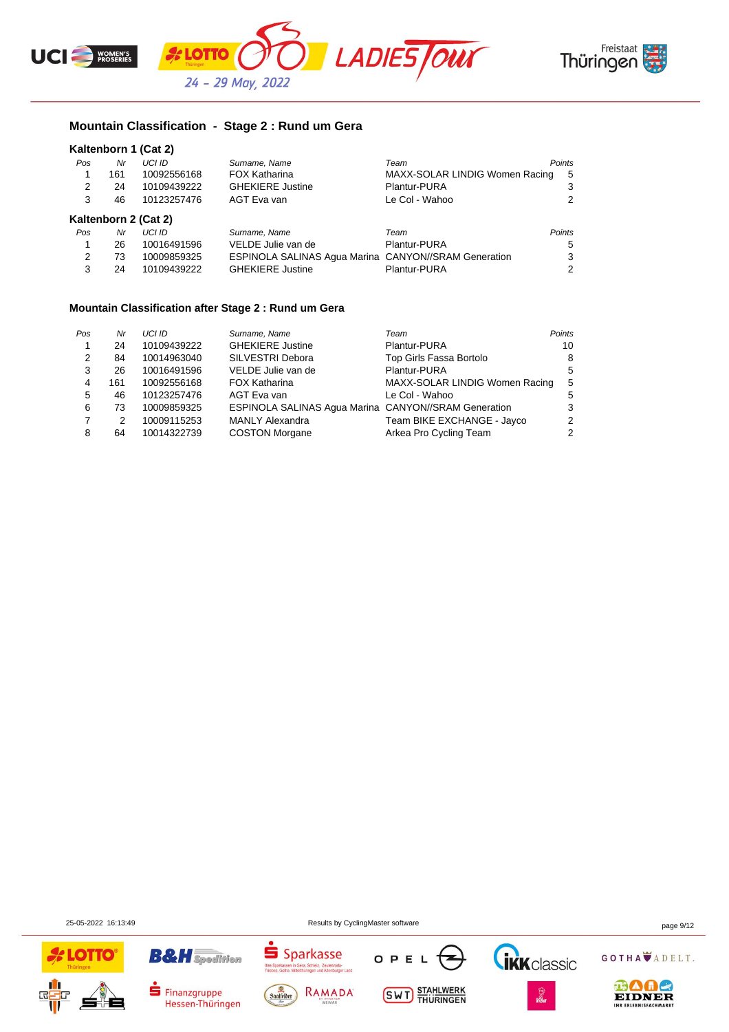## Mountain Classification - Stage 2 : Rund um Gera

### Kaltenborn 1 (Cat 2)

| Pos | Nr | UCI ID | Surname, Name | Team | Points |
|---|---|---|---|---|---|
| 1 | 161 | 10092556168 | FOX Katharina | MAXX-SOLAR LINDIG Women Racing | 5 |
| 2 | 24 | 10109439222 | GHEKIERE Justine | Plantur-PURA | 3 |
| 3 | 46 | 10123257476 | AGT Eva van | Le Col - Wahoo | 2 |

### Kaltenborn 2 (Cat 2)

| Pos | Nr | UCI ID | Surname, Name | Team | Points |
|---|---|---|---|---|---|
| 1 | 26 | 10016491596 | VELDE Julie van de | Plantur-PURA | 5 |
| 2 | 73 | 10009859325 | ESPINOLA SALINAS Agua Marina | CANYON//SRAM Generation | 3 |
| 3 | 24 | 10109439222 | GHEKIERE Justine | Plantur-PURA | 2 |

## Mountain Classification after Stage 2 : Rund um Gera

| Pos | Nr | UCI ID | Surname, Name | Team | Points |
|---|---|---|---|---|---|
| 1 | 24 | 10109439222 | GHEKIERE Justine | Plantur-PURA | 10 |
| 2 | 84 | 10014963040 | SILVESTRI Debora | Top Girls Fassa Bortolo | 8 |
| 3 | 26 | 10016491596 | VELDE Julie van de | Plantur-PURA | 5 |
| 4 | 161 | 10092556168 | FOX Katharina | MAXX-SOLAR LINDIG Women Racing | 5 |
| 5 | 46 | 10123257476 | AGT Eva van | Le Col - Wahoo | 5 |
| 6 | 73 | 10009859325 | ESPINOLA SALINAS Agua Marina | CANYON//SRAM Generation | 3 |
| 7 | 2 | 10009115253 | MANLY Alexandra | Team BIKE EXCHANGE - Jayco | 2 |
| 8 | 64 | 10014322739 | COSTON Morgane | Arkea Pro Cycling Team | 2 |

25-05-2022 16:13:49 Results by CyclingMaster software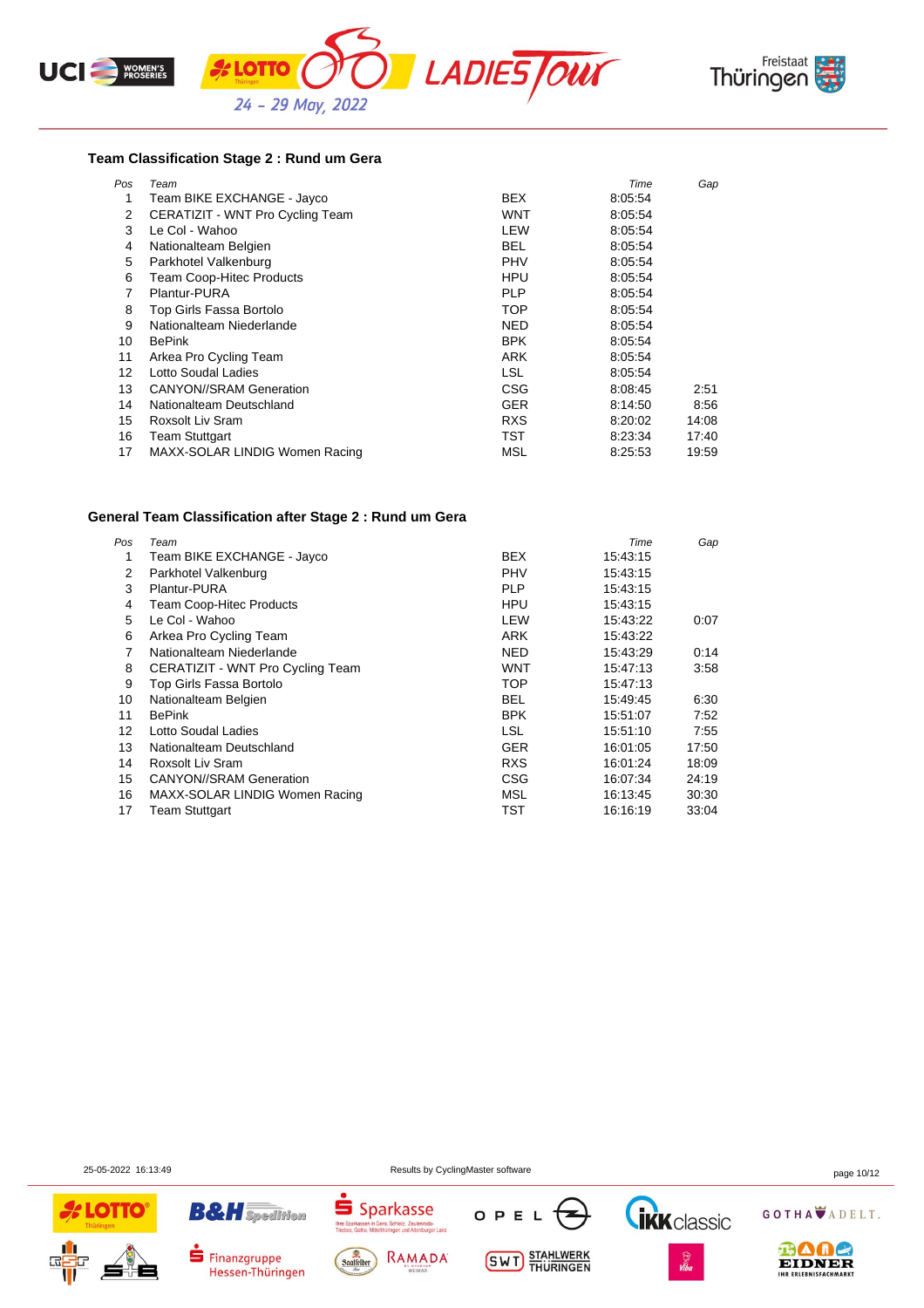### Team Classification Stage 2 : Rund um Gera

| Pos | Team | | Time | Gap |
|---|---|---|---|---|
| 1 | Team BIKE EXCHANGE - Jayco | BEX | 8:05:54 | |
| 2 | CERATIZIT - WNT Pro Cycling Team | WNT | 8:05:54 | |
| 3 | Le Col - Wahoo | LEW | 8:05:54 | |
| 4 | Nationalteam Belgien | BEL | 8:05:54 | |
| 5 | Parkhotel Valkenburg | PHV | 8:05:54 | |
| 6 | Team Coop-Hitec Products | HPU | 8:05:54 | |
| 7 | Plantur-PURA | PLP | 8:05:54 | |
| 8 | Top Girls Fassa Bortolo | TOP | 8:05:54 | |
| 9 | Nationalteam Niederlande | NED | 8:05:54 | |
| 10 | BePink | BPK | 8:05:54 | |
| 11 | Arkea Pro Cycling Team | ARK | 8:05:54 | |
| 12 | Lotto Soudal Ladies | LSL | 8:05:54 | |
| 13 | CANYON//SRAM Generation | CSG | 8:08:45 | 2:51 |
| 14 | Nationalteam Deutschland | GER | 8:14:50 | 8:56 |
| 15 | Roxsolt Liv Sram | RXS | 8:20:02 | 14:08 |
| 16 | Team Stuttgart | TST | 8:23:34 | 17:40 |
| 17 | MAXX-SOLAR LINDIG Women Racing | MSL | 8:25:53 | 19:59 |

### General Team Classification after Stage 2 : Rund um Gera

| Pos | Team | | Time | Gap |
|---|---|---|---|---|
| 1 | Team BIKE EXCHANGE - Jayco | BEX | 15:43:15 | |
| 2 | Parkhotel Valkenburg | PHV | 15:43:15 | |
| 3 | Plantur-PURA | PLP | 15:43:15 | |
| 4 | Team Coop-Hitec Products | HPU | 15:43:15 | |
| 5 | Le Col - Wahoo | LEW | 15:43:22 | 0:07 |
| 6 | Arkea Pro Cycling Team | ARK | 15:43:22 | |
| 7 | Nationalteam Niederlande | NED | 15:43:29 | 0:14 |
| 8 | CERATIZIT - WNT Pro Cycling Team | WNT | 15:47:13 | 3:58 |
| 9 | Top Girls Fassa Bortolo | TOP | 15:47:13 | |
| 10 | Nationalteam Belgien | BEL | 15:49:45 | 6:30 |
| 11 | BePink | BPK | 15:51:07 | 7:52 |
| 12 | Lotto Soudal Ladies | LSL | 15:51:10 | 7:55 |
| 13 | Nationalteam Deutschland | GER | 16:01:05 | 17:50 |
| 14 | Roxsolt Liv Sram | RXS | 16:01:24 | 18:09 |
| 15 | CANYON//SRAM Generation | CSG | 16:07:34 | 24:19 |
| 16 | MAXX-SOLAR LINDIG Women Racing | MSL | 16:13:45 | 30:30 |
| 17 | Team Stuttgart | TST | 16:16:19 | 33:04 |

25-05-2022 16:13:49 Results by CyclingMaster software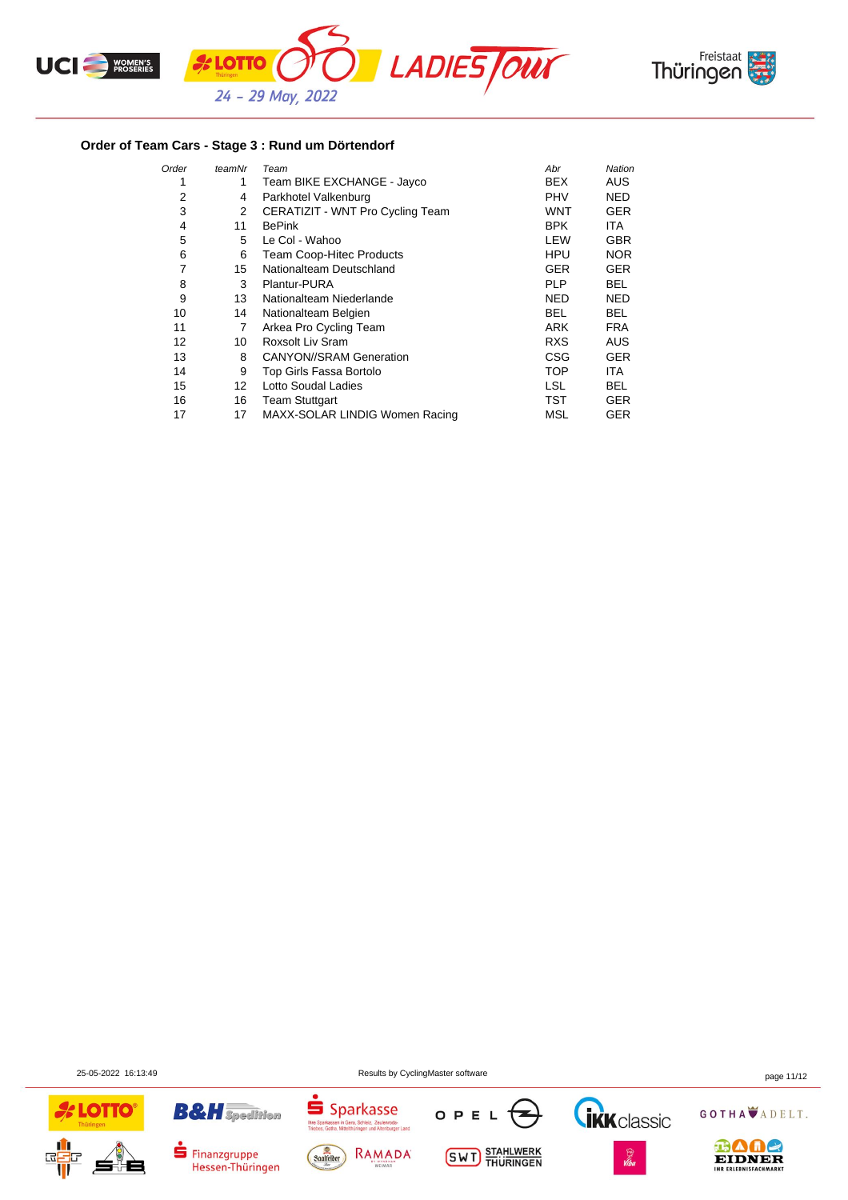## Order of Team Cars - Stage 3 : Rund um Dörtendorf

| *Order* | *teamNr* | *Team* | *Abr* | *Nation* |
|---|---|---|---|---|
| 1 | 1 | Team BIKE EXCHANGE - Jayco | BEX | AUS |
| 2 | 4 | Parkhotel Valkenburg | PHV | NED |
| 3 | 2 | CERATIZIT - WNT Pro Cycling Team | WNT | GER |
| 4 | 11 | BePink | BPK | ITA |
| 5 | 5 | Le Col - Wahoo | LEW | GBR |
| 6 | 6 | Team Coop-Hitec Products | HPU | NOR |
| 7 | 15 | Nationalteam Deutschland | GER | GER |
| 8 | 3 | Plantur-PURA | PLP | BEL |
| 9 | 13 | Nationalteam Niederlande | NED | NED |
| 10 | 14 | Nationalteam Belgien | BEL | BEL |
| 11 | 7 | Arkea Pro Cycling Team | ARK | FRA |
| 12 | 10 | Roxsolt Liv Sram | RXS | AUS |
| 13 | 8 | CANYON//SRAM Generation | CSG | GER |
| 14 | 9 | Top Girls Fassa Bortolo | TOP | ITA |
| 15 | 12 | Lotto Soudal Ladies | LSL | BEL |
| 16 | 16 | Team Stuttgart | TST | GER |
| 17 | 17 | MAXX-SOLAR LINDIG Women Racing | MSL | GER |

25-05-2022 16:13:49 Results by CyclingMaster software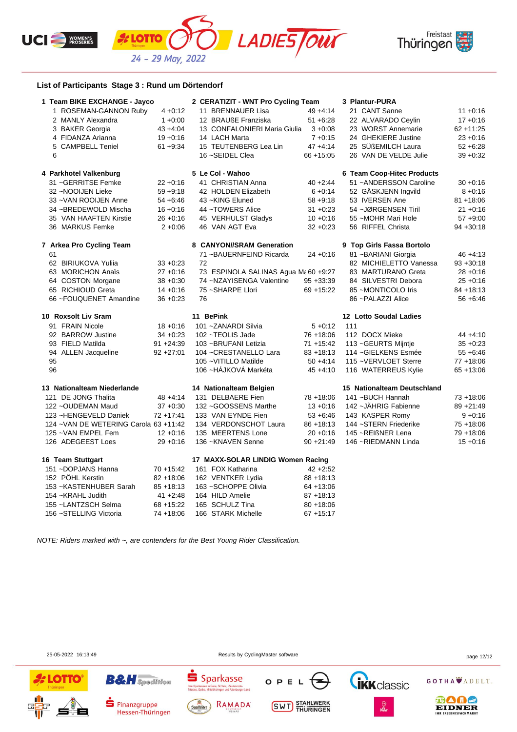## List of Participants Stage 3 : Rund um Dörtendorf

### 1 Team BIKE EXCHANGE - Jayco

| | | |
|---|---|---|
| 1 ROSEMAN-GANNON Ruby | 4 | +0:12 |
| 2 MANLY Alexandra | 1 | +0:00 |
| 3 BAKER Georgia | 43 | +4:04 |
| 4 FIDANZA Arianna | 19 | +0:16 |
| 5 CAMPBELL Teniel | 61 | +9:34 |
| 6 | | |

### 2 CERATIZIT - WNT Pro Cycling Team

| | | |
|---|---|---|
| 11 BRENNAUER Lisa | 49 | +4:14 |
| 12 BRAUßE Franziska | 51 | +6:28 |
| 13 CONFALONIERI Maria Giulia | 3 | +0:08 |
| 14 LACH Marta | 7 | +0:15 |
| 15 TEUTENBERG Lea Lin | 47 | +4:14 |
| 16 ~SEIDEL Clea | 66 | +15:05 |

### 3 Plantur-PURA

| | | |
|---|---|---|
| 21 CANT Sanne | 11 | +0:16 |
| 22 ALVARADO Ceylin | 17 | +0:16 |
| 23 WORST Annemarie | 62 | +11:25 |
| 24 GHEKIERE Justine | 23 | +0:16 |
| 25 SÜßEMILCH Laura | 52 | +6:28 |
| 26 VAN DE VELDE Julie | 39 | +0:32 |

### 4 Parkhotel Valkenburg

| | | |
|---|---|---|
| 31 ~GERRITSE Femke | 22 | +0:16 |
| 32 ~NOOIJEN Lieke | 59 | +9:18 |
| 33 ~VAN ROOIJEN Anne | 54 | +6:46 |
| 34 ~BREDEWOLD Mischa | 16 | +0:16 |
| 35 VAN HAAFTEN Kirstie | 26 | +0:16 |
| 36 MARKUS Femke | 2 | +0:06 |

### 5 Le Col - Wahoo

| | | |
|---|---|---|
| 41 CHRISTIAN Anna | 40 | +2:44 |
| 42 HOLDEN Elizabeth | 6 | +0:14 |
| 43 ~KING Eluned | 58 | +9:18 |
| 44 ~TOWERS Alice | 31 | +0:23 |
| 45 VERHULST Gladys | 10 | +0:16 |
| 46 VAN AGT Eva | 32 | +0:23 |

### 6 Team Coop-Hitec Products

| | | |
|---|---|---|
| 51 ~ANDERSSON Caroline | 30 | +0:16 |
| 52 GÅSKJENN Ingvild | 8 | +0:16 |
| 53 IVERSEN Ane | 81 | +18:06 |
| 54 ~JØRGENSEN Tiril | 21 | +0:16 |
| 55 ~MOHR Mari Hole | 57 | +9:00 |
| 56 RIFFEL Christa | 94 | +30:18 |

### 7 Arkea Pro Cycling Team

| | | |
|---|---|---|
| 61 | | |
| 62 BIRIUKOVA Yuliia | 33 | +0:23 |
| 63 MORICHON Anaïs | 27 | +0:16 |
| 64 COSTON Morgane | 38 | +0:30 |
| 65 RICHIOUD Greta | 14 | +0:16 |
| 66 ~FOUQUENET Amandine | 36 | +0:23 |

### 8 CANYON//SRAM Generation

| | | |
|---|---|---|
| 71 ~BAUERNFEIND Ricarda | 24 | +0:16 |
| 72 | | |
| 73 ESPINOLA SALINAS Agua Ma | 60 | +9:27 |
| 74 ~NZAYISENGA Valentine | 95 | +33:39 |
| 75 ~SHARPE Llori | 69 | +15:22 |
| 76 | | |

### 9 Top Girls Fassa Bortolo

| | | |
|---|---|---|
| 81 ~BARIANI Giorgia | 46 | +4:13 |
| 82 MICHIELETTO Vanessa | 93 | +30:18 |
| 83 MARTURANO Greta | 28 | +0:16 |
| 84 SILVESTRI Debora | 25 | +0:16 |
| 85 ~MONTICOLO Iris | 84 | +18:13 |
| 86 ~PALAZZI Alice | 56 | +6:46 |

### 10 Roxsolt Liv Sram

| | | |
|---|---|---|
| 91 FRAIN Nicole | 18 | +0:16 |
| 92 BARROW Justine | 34 | +0:23 |
| 93 FIELD Matilda | 91 | +24:39 |
| 94 ALLEN Jacqueline | 92 | +27:01 |
| 95 | | |
| 96 | | |

### 11 BePink

| | | |
|---|---|---|
| 101 ~ZANARDI Silvia | 5 | +0:12 |
| 102 ~TEOLIS Jade | 76 | +18:06 |
| 103 ~BRUFANI Letizia | 71 | +15:42 |
| 104 ~CRESTANELLO Lara | 83 | +18:13 |
| 105 ~VITILLO Matilde | 50 | +4:14 |
| 106 ~HÁJKOVÁ Markéta | 45 | +4:10 |

### 12 Lotto Soudal Ladies

| | | |
|---|---|---|
| 111 | | |
| 112 DOCX Mieke | 44 | +4:10 |
| 113 ~GEURTS Mijntje | 35 | +0:23 |
| 114 ~GIELKENS Esmée | 55 | +6:46 |
| 115 ~VERVLOET Sterre | 77 | +18:06 |
| 116 WATERREUS Kylie | 65 | +13:06 |

### 13 Nationalteam Niederlande

| | | |
|---|---|---|
| 121 DE JONG Thalita | 48 | +4:14 |
| 122 ~OUDEMAN Maud | 37 | +0:30 |
| 123 ~HENGEVELD Daniek | 72 | +17:41 |
| 124 ~VAN DE WETERING Carola | 63 | +11:42 |
| 125 ~VAN EMPEL Fem | 12 | +0:16 |
| 126 ADEGEEST Loes | 29 | +0:16 |

### 14 Nationalteam Belgien

| | | |
|---|---|---|
| 131 DELBAERE Fien | 78 | +18:06 |
| 132 ~GOOSSENS Marthe | 13 | +0:16 |
| 133 VAN EYNDE Fien | 53 | +6:46 |
| 134 VERDONSCHOT Laura | 86 | +18:13 |
| 135 MEERTENS Lone | 20 | +0:16 |
| 136 ~KNAVEN Senne | 90 | +21:49 |

### 15 Nationalteam Deutschland

| | | |
|---|---|---|
| 141 ~BUCH Hannah | 73 | +18:06 |
| 142 ~JÄHRIG Fabienne | 89 | +21:49 |
| 143 KASPER Romy | 9 | +0:16 |
| 144 ~STERN Friederike | 75 | +18:06 |
| 145 ~REIßNER Lena | 79 | +18:06 |
| 146 ~RIEDMANN Linda | 15 | +0:16 |

### 16 Team Stuttgart

| | | |
|---|---|---|
| 151 ~DOPJANS Hanna | 70 | +15:42 |
| 152 PÖHL Kerstin | 82 | +18:06 |
| 153 ~KASTENHUBER Sarah | 85 | +18:13 |
| 154 ~KRAHL Judith | 41 | +2:48 |
| 155 ~LANTZSCH Selma | 68 | +15:22 |
| 156 ~STELLING Victoria | 74 | +18:06 |

### 17 MAXX-SOLAR LINDIG Women Racing

| | | |
|---|---|---|
| 161 FOX Katharina | 42 | +2:52 |
| 162 VENTKER Lydia | 88 | +18:13 |
| 163 ~SCHOPPE Olivia | 64 | +13:06 |
| 164 HILD Amelie | 87 | +18:13 |
| 165 SCHULZ Tina | 80 | +18:06 |
| 166 STARK Michelle | 67 | +15:17 |

*NOTE: Riders marked with ~, are contenders for the Best Young Rider Classification.*

25-05-2022 16:13:49 Results by CyclingMaster software